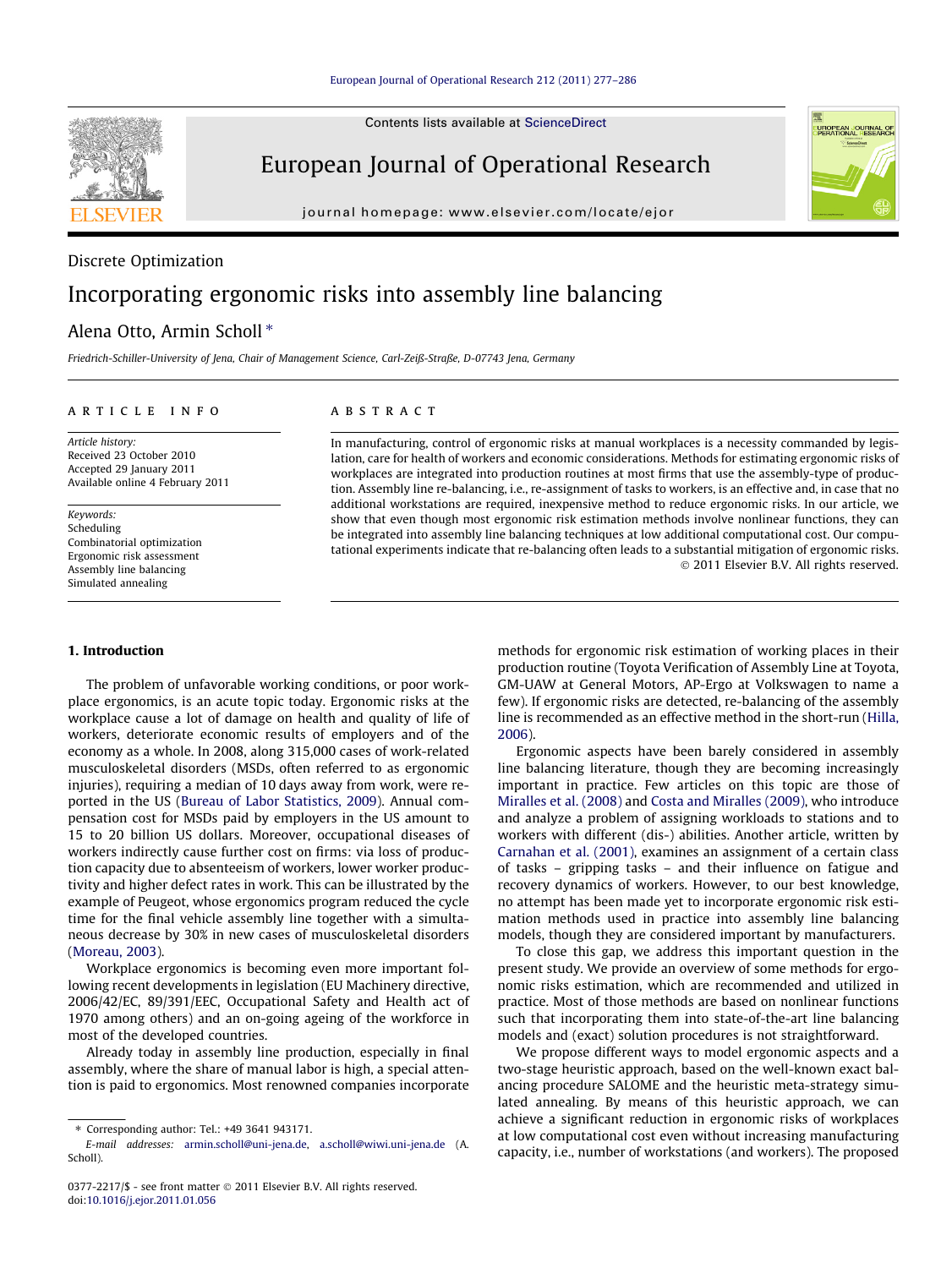Discrete Optimization

# Incorporating ergonomic risks into assembly line balancing

Alena Otto, Armin Scholl *

*Friedrich-Schiller-University of Jena, Chair of Management Science, Carl-Zeiß-Straße, D-07743 Jena, Germany*

## ARTICLE INFO

*Article history:*
Received 23 October 2010
Accepted 29 January 2011
Available online 4 February 2011

*Keywords:*
Scheduling
Combinatorial optimization
Ergonomic risk assessment
Assembly line balancing
Simulated annealing

## ABSTRACT

In manufacturing, control of ergonomic risks at manual workplaces is a necessity commanded by legislation, care for health of workers and economic considerations. Methods for estimating ergonomic risks of workplaces are integrated into production routines at most firms that use the assembly-type of production. Assembly line re-balancing, i.e., re-assignment of tasks to workers, is an effective and, in case that no additional workstations are required, inexpensive method to reduce ergonomic risks. In our article, we show that even though most ergonomic risk estimation methods involve nonlinear functions, they can be integrated into assembly line balancing techniques at low additional computational cost. Our computational experiments indicate that re-balancing often leads to a substantial mitigation of ergonomic risks.

© 2011 Elsevier B.V. All rights reserved.

## 1. Introduction

The problem of unfavorable working conditions, or poor workplace ergonomics, is an acute topic today. Ergonomic risks at the workplace cause a lot of damage on health and quality of life of workers, deteriorate economic results of employers and of the economy as a whole. In 2008, along 315,000 cases of work-related musculoskeletal disorders (MSDs, often referred to as ergonomic injuries), requiring a median of 10 days away from work, were reported in the US (Bureau of Labor Statistics, 2009). Annual compensation cost for MSDs paid by employers in the US amount to 15 to 20 billion US dollars. Moreover, occupational diseases of workers indirectly cause further cost on firms: via loss of production capacity due to absenteeism of workers, lower worker productivity and higher defect rates in work. This can be illustrated by the example of Peugeot, whose ergonomics program reduced the cycle time for the final vehicle assembly line together with a simultaneous decrease by 30% in new cases of musculoskeletal disorders (Moreau, 2003).

Workplace ergonomics is becoming even more important following recent developments in legislation (EU Machinery directive, 2006/42/EC, 89/391/EEC, Occupational Safety and Health act of 1970 among others) and an on-going ageing of the workforce in most of the developed countries.

Already today in assembly line production, especially in final assembly, where the share of manual labor is high, a special attention is paid to ergonomics. Most renowned companies incorporate methods for ergonomic risk estimation of working places in their production routine (Toyota Verification of Assembly Line at Toyota, GM-UAW at General Motors, AP-Ergo at Volkswagen to name a few). If ergonomic risks are detected, re-balancing of the assembly line is recommended as an effective method in the short-run (Hilla, 2006).

Ergonomic aspects have been barely considered in assembly line balancing literature, though they are becoming increasingly important in practice. Few articles on this topic are those of Miralles et al. (2008) and Costa and Miralles (2009), who introduce and analyze a problem of assigning workloads to stations and to workers with different (dis-) abilities. Another article, written by Carnahan et al. (2001), examines an assignment of a certain class of tasks – gripping tasks – and their influence on fatigue and recovery dynamics of workers. However, to our best knowledge, no attempt has been made yet to incorporate ergonomic risk estimation methods used in practice into assembly line balancing models, though they are considered important by manufacturers.

To close this gap, we address this important question in the present study. We provide an overview of some methods for ergonomic risks estimation, which are recommended and utilized in practice. Most of those methods are based on nonlinear functions such that incorporating them into state-of-the-art line balancing models and (exact) solution procedures is not straightforward.

We propose different ways to model ergonomic aspects and a two-stage heuristic approach, based on the well-known exact balancing procedure SALOME and the heuristic meta-strategy simulated annealing. By means of this heuristic approach, we can achieve a significant reduction in ergonomic risks of workplaces at low computational cost even without increasing manufacturing capacity, i.e., number of workstations (and workers). The proposed

---

* Corresponding author: Tel.: +49 3641 943171.
*E-mail addresses:* armin.scholl@uni-jena.de, a.scholl@wiwi.uni-jena.de (A. Scholl).

0377-2217/$ - see front matter © 2011 Elsevier B.V. All rights reserved.
doi:10.1016/j.ejor.2011.01.056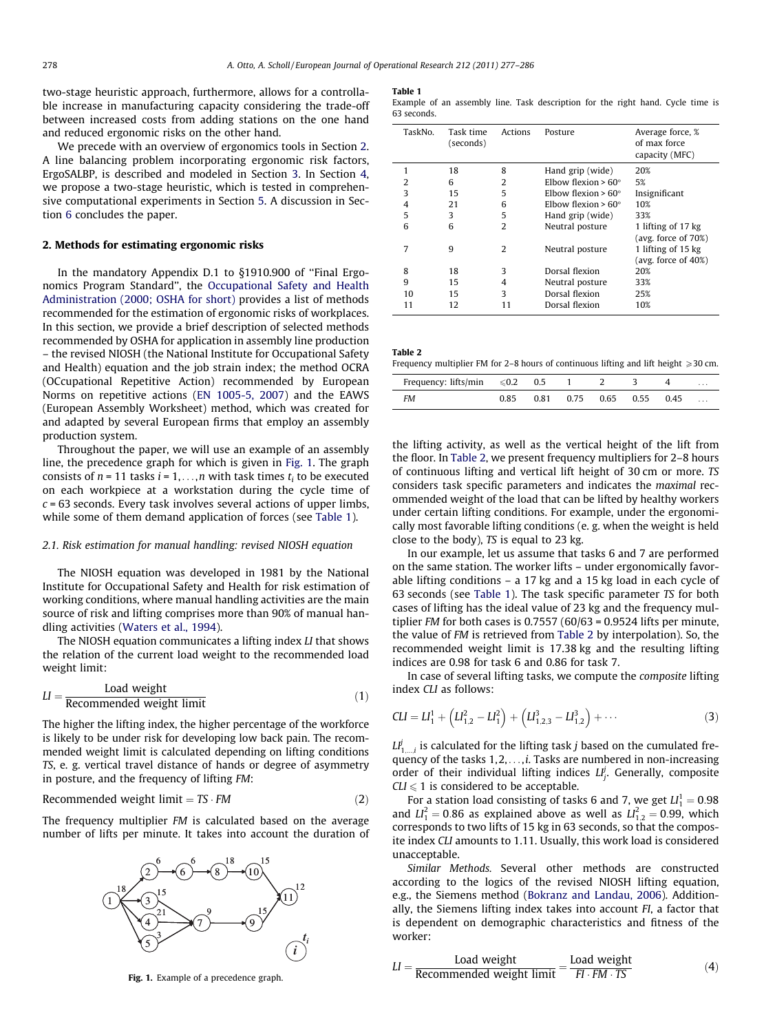two-stage heuristic approach, furthermore, allows for a controllable increase in manufacturing capacity considering the trade-off between increased costs from adding stations on the one hand and reduced ergonomic risks on the other hand.

We precede with an overview of ergonomics tools in Section 2. A line balancing problem incorporating ergonomic risk factors, ErgoSALBP, is described and modeled in Section 3. In Section 4, we propose a two-stage heuristic, which is tested in comprehensive computational experiments in Section 5. A discussion in Section 6 concludes the paper.

## 2. Methods for estimating ergonomic risks

In the mandatory Appendix D.1 to §1910.900 of ''Final Ergonomics Program Standard'', the Occupational Safety and Health Administration (2000; OSHA for short) provides a list of methods recommended for the estimation of ergonomic risks of workplaces. In this section, we provide a brief description of selected methods recommended by OSHA for application in assembly line production – the revised NIOSH (the National Institute for Occupational Safety and Health) equation and the job strain index; the method OCRA (OCcupational Repetitive Action) recommended by European Norms on repetitive actions (EN 1005-5, 2007) and the EAWS (European Assembly Worksheet) method, which was created for and adapted by several European firms that employ an assembly production system.

Throughout the paper, we will use an example of an assembly line, the precedence graph for which is given in Fig. 1. The graph consists of $n = 11$ tasks $i = 1,\ldots,n$ with task times $t_i$ to be executed on each workpiece at a workstation during the cycle time of $c = 63$ seconds. Every task involves several actions of upper limbs, while some of them demand application of forces (see Table 1).

### 2.1. Risk estimation for manual handling: revised NIOSH equation

The NIOSH equation was developed in 1981 by the National Institute for Occupational Safety and Health for risk estimation of working conditions, where manual handling activities are the main source of risk and lifting comprises more than 90% of manual handling activities (Waters et al., 1994).

The NIOSH equation communicates a lifting index $LI$ that shows the relation of the current load weight to the recommended load weight limit:

$$LI = \frac{\text{Load weight}}{\text{Recommended weight limit}} \tag{1}$$

The higher the lifting index, the higher percentage of the workforce is likely to be under risk for developing low back pain. The recommended weight limit is calculated depending on lifting conditions $TS$, e. g. vertical travel distance of hands or degree of asymmetry in posture, and the frequency of lifting $FM$:

$$\text{Recommended weight limit} = TS \cdot FM \tag{2}$$

The frequency multiplier $FM$ is calculated based on the average number of lifts per minute. It takes into account the duration of

Fig. 1. Example of a precedence graph.

**Table 1**
Example of an assembly line. Task description for the right hand. Cycle time is 63 seconds.

| TaskNo. | Task time (seconds) | Actions | Posture | Average force, % of max force capacity (MFC) |
|---|---|---|---|---|
| 1 | 18 | 8 | Hand grip (wide) | 20% |
| 2 | 6 | 2 | Elbow flexion > 60° | 5% |
| 3 | 15 | 5 | Elbow flexion > 60° | Insignificant |
| 4 | 21 | 6 | Elbow flexion > 60° | 10% |
| 5 | 3 | 5 | Hand grip (wide) | 33% |
| 6 | 6 | 2 | Neutral posture | 1 lifting of 17 kg (avg. force of 70%) |
| 7 | 9 | 2 | Neutral posture | 1 lifting of 15 kg (avg. force of 40%) |
| 8 | 18 | 3 | Dorsal flexion | 20% |
| 9 | 15 | 4 | Neutral posture | 33% |
| 10 | 15 | 3 | Dorsal flexion | 25% |
| 11 | 12 | 11 | Dorsal flexion | 10% |

**Table 2**
Frequency multiplier FM for 2–8 hours of continuous lifting and lift height ⩾30 cm.

| Frequency: lifts/min | ⩽0.2 | 0.5 | 1 | 2 | 3 | 4 | ... |
|---|---|---|---|---|---|---|---|
| *FM* | 0.85 | 0.81 | 0.75 | 0.65 | 0.55 | 0.45 | ... |

the lifting activity, as well as the vertical height of the lift from the floor. In Table 2, we present frequency multipliers for 2–8 hours of continuous lifting and vertical lift height of 30 cm or more. $TS$ considers task specific parameters and indicates the *maximal* recommended weight of the load that can be lifted by healthy workers under certain lifting conditions. For example, under the ergonomically most favorable lifting conditions (e. g. when the weight is held close to the body), $TS$ is equal to 23 kg.

In our example, let us assume that tasks 6 and 7 are performed on the same station. The worker lifts – under ergonomically favorable lifting conditions – a 17 kg and a 15 kg load in each cycle of 63 seconds (see Table 1). The task specific parameter $TS$ for both cases of lifting has the ideal value of 23 kg and the frequency multiplier $FM$ for both cases is 0.7557 (60/63 = 0.9524 lifts per minute, the value of $FM$ is retrieved from Table 2 by interpolation). So, the recommended weight limit is 17.38 kg and the resulting lifting indices are 0.98 for task 6 and 0.86 for task 7.

In case of several lifting tasks, we compute the *composite* lifting index $CLI$ as follows:

$$CLI = LI_1^1 + \left(LI_{1,2}^2 - LI_1^2\right) + \left(LI_{1,2,3}^3 - LI_{1,2}^3\right) + \cdots \tag{3}$$

$LI_{1,\ldots,i}^j$ is calculated for the lifting task $j$ based on the cumulated frequency of the tasks $1,2,\ldots,i$. Tasks are numbered in non-increasing order of their individual lifting indices $LI_j^j$. Generally, composite $CLI \leqslant 1$ is considered to be acceptable.

For a station load consisting of tasks 6 and 7, we get $LI_1^1 = 0.98$ and $LI_1^2 = 0.86$ as explained above as well as $LI_{1,2}^2 = 0.99$, which corresponds to two lifts of 15 kg in 63 seconds, so that the composite index $CLI$ amounts to 1.11. Usually, this work load is considered unacceptable.

*Similar Methods.* Several other methods are constructed according to the logics of the revised NIOSH lifting equation, e.g., the Siemens method (Bokranz and Landau, 2006). Additionally, the Siemens lifting index takes into account $FI$, a factor that is dependent on demographic characteristics and fitness of the worker:

$$LI = \frac{\text{Load weight}}{\text{Recommended weight limit}} = \frac{\text{Load weight}}{FI \cdot FM \cdot TS} \tag{4}$$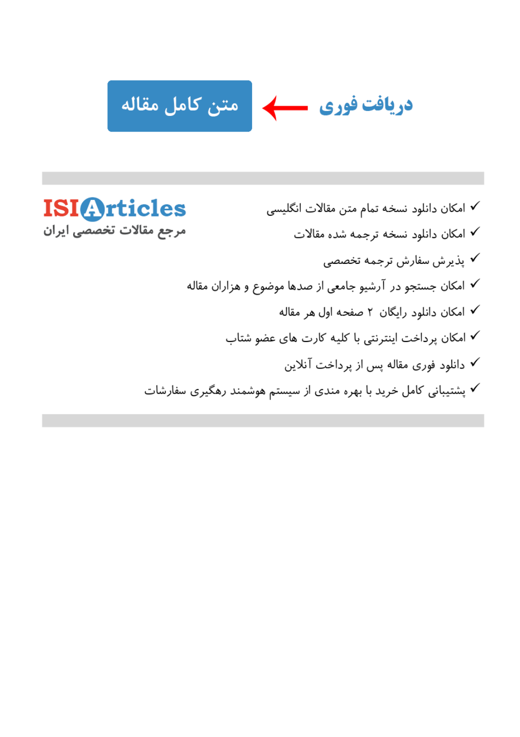دریافت فوری ← **متن کامل مقاله**

**ISIArticles**
مرجع مقالات تخصصی ایران

- ✓ امکان دانلود نسخه تمام متن مقالات انگلیسی
- ✓ امکان دانلود نسخه ترجمه شده مقالات
- ✓ پذیرش سفارش ترجمه تخصصی
- ✓ امکان جستجو در آرشیو جامعی از صدها موضوع و هزاران مقاله
- ✓ امکان دانلود رایگان ۲ صفحه اول هر مقاله
- ✓ امکان پرداخت اینترنتی با کلیه کارت های عضو شتاب
- ✓ دانلود فوری مقاله پس از پرداخت آنلاین
- ✓ پشتیبانی کامل خرید با بهره مندی از سیستم هوشمند رهگیری سفارشات